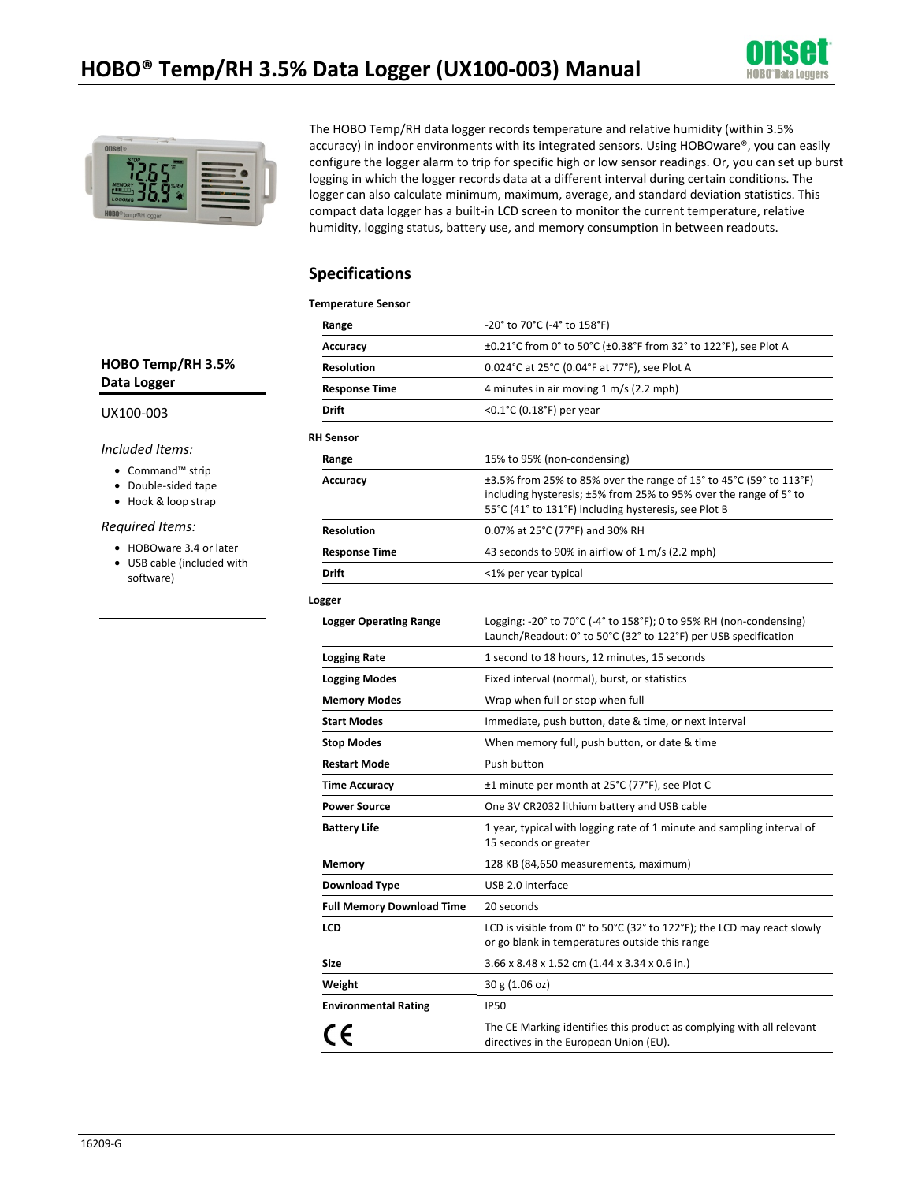# HOBO® Temp/RH 3.5% Data Logger (UX100-003) Manual

The HOBO Temp/RH data logger records temperature and relative humidity (within 3.5% accuracy) in indoor environments with its integrated sensors. Using HOBOware®, you can easily configure the logger alarm to trip for specific high or low sensor readings. Or, you can set up burst logging in which the logger records data at a different interval during certain conditions. The logger can also calculate minimum, maximum, average, and standard deviation statistics. This compact data logger has a built-in LCD screen to monitor the current temperature, relative humidity, logging status, battery use, and memory consumption in between readouts.

**HOBO Temp/RH 3.5% Data Logger**

UX100-003

*Included Items:*

- Command™ strip
- Double-sided tape
- Hook & loop strap

*Required Items:*

- HOBOware 3.4 or later
- USB cable (included with software)

## Specifications

**Temperature Sensor**

| | |
|---|---|
| **Range** | -20° to 70°C (-4° to 158°F) |
| **Accuracy** | ±0.21°C from 0° to 50°C (±0.38°F from 32° to 122°F), see Plot A |
| **Resolution** | 0.024°C at 25°C (0.04°F at 77°F), see Plot A |
| **Response Time** | 4 minutes in air moving 1 m/s (2.2 mph) |
| **Drift** | <0.1°C (0.18°F) per year |

**RH Sensor**

| | |
|---|---|
| **Range** | 15% to 95% (non-condensing) |
| **Accuracy** | ±3.5% from 25% to 85% over the range of 15° to 45°C (59° to 113°F) including hysteresis; ±5% from 25% to 95% over the range of 5° to 55°C (41° to 131°F) including hysteresis, see Plot B |
| **Resolution** | 0.07% at 25°C (77°F) and 30% RH |
| **Response Time** | 43 seconds to 90% in airflow of 1 m/s (2.2 mph) |
| **Drift** | <1% per year typical |

**Logger**

| | |
|---|---|
| **Logger Operating Range** | Logging: -20° to 70°C (-4° to 158°F); 0 to 95% RH (non-condensing)<br>Launch/Readout: 0° to 50°C (32° to 122°F) per USB specification |
| **Logging Rate** | 1 second to 18 hours, 12 minutes, 15 seconds |
| **Logging Modes** | Fixed interval (normal), burst, or statistics |
| **Memory Modes** | Wrap when full or stop when full |
| **Start Modes** | Immediate, push button, date & time, or next interval |
| **Stop Modes** | When memory full, push button, or date & time |
| **Restart Mode** | Push button |
| **Time Accuracy** | ±1 minute per month at 25°C (77°F), see Plot C |
| **Power Source** | One 3V CR2032 lithium battery and USB cable |
| **Battery Life** | 1 year, typical with logging rate of 1 minute and sampling interval of 15 seconds or greater |
| **Memory** | 128 KB (84,650 measurements, maximum) |
| **Download Type** | USB 2.0 interface |
| **Full Memory Download Time** | 20 seconds |
| **LCD** | LCD is visible from 0° to 50°C (32° to 122°F); the LCD may react slowly or go blank in temperatures outside this range |
| **Size** | 3.66 x 8.48 x 1.52 cm (1.44 x 3.34 x 0.6 in.) |
| **Weight** | 30 g (1.06 oz) |
| **Environmental Rating** | IP50 |
| CE | The CE Marking identifies this product as complying with all relevant directives in the European Union (EU). |

16209-G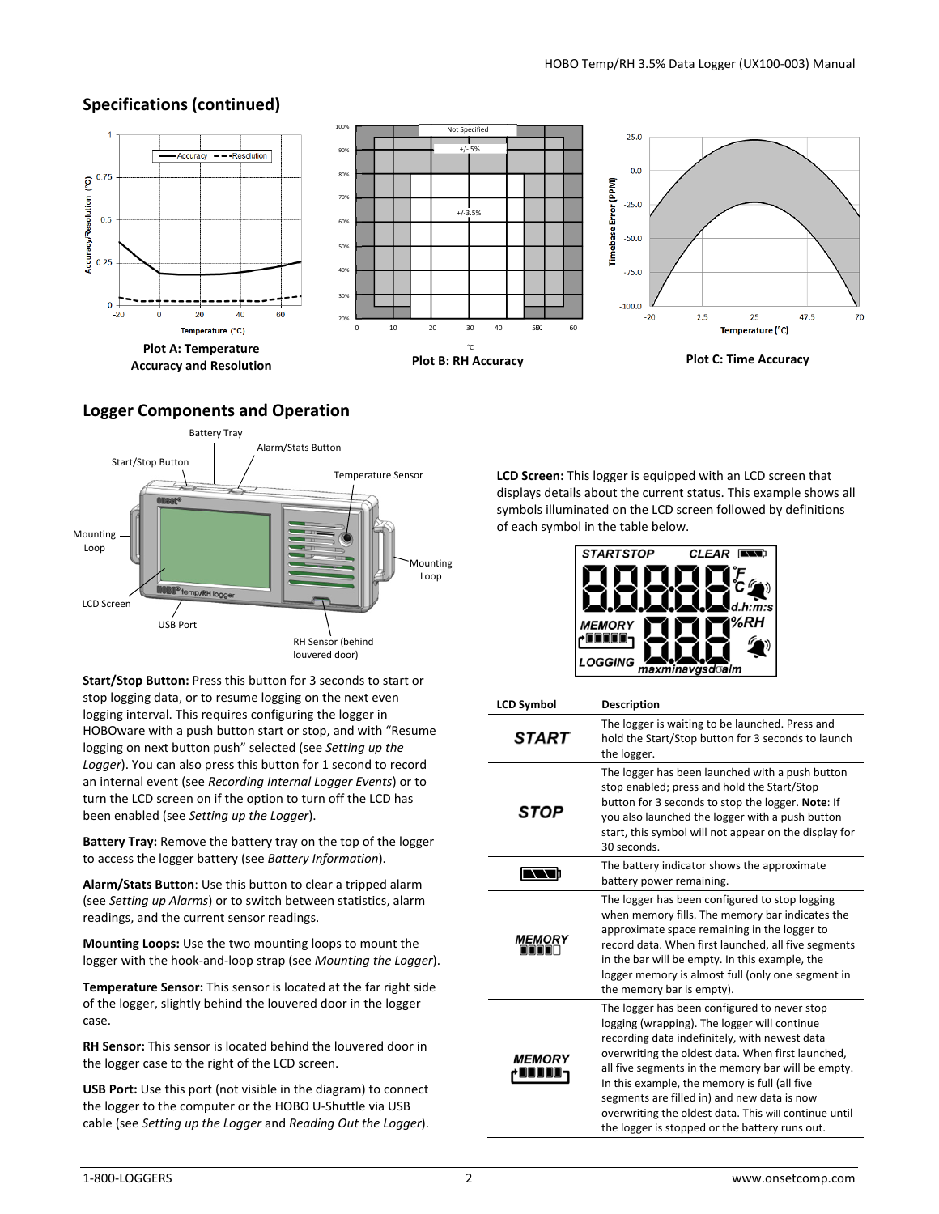## Specifications (continued)

Plot A: Temperature Accuracy and Resolution

Plot B: RH Accuracy

Plot C: Time Accuracy

## Logger Components and Operation

**Start/Stop Button:** Press this button for 3 seconds to start or stop logging data, or to resume logging on the next even logging interval. This requires configuring the logger in HOBOware with a push button start or stop, and with "Resume logging on next button push" selected (see *Setting up the Logger*). You can also press this button for 1 second to record an internal event (see *Recording Internal Logger Events*) or to turn the LCD screen on if the option to turn off the LCD has been enabled (see *Setting up the Logger*).

**Battery Tray:** Remove the battery tray on the top of the logger to access the logger battery (see *Battery Information*).

**Alarm/Stats Button**: Use this button to clear a tripped alarm (see *Setting up Alarms*) or to switch between statistics, alarm readings, and the current sensor readings.

**Mounting Loops:** Use the two mounting loops to mount the logger with the hook-and-loop strap (see *Mounting the Logger*).

**Temperature Sensor:** This sensor is located at the far right side of the logger, slightly behind the louvered door in the logger case.

**RH Sensor:** This sensor is located behind the louvered door in the logger case to the right of the LCD screen.

**USB Port:** Use this port (not visible in the diagram) to connect the logger to the computer or the HOBO U-Shuttle via USB cable (see *Setting up the Logger* and *Reading Out the Logger*).

**LCD Screen:** This logger is equipped with an LCD screen that displays details about the current status. This example shows all symbols illuminated on the LCD screen followed by definitions of each symbol in the table below.

| LCD Symbol | Description |
|---|---|
| START | The logger is waiting to be launched. Press and hold the Start/Stop button for 3 seconds to launch the logger. |
| STOP | The logger has been launched with a push button stop enabled; press and hold the Start/Stop button for 3 seconds to stop the logger. **Note**: If you also launched the logger with a push button start, this symbol will not appear on the display for 30 seconds. |
| (battery indicator) | The battery indicator shows the approximate battery power remaining. |
| MEMORY (memory bar) | The logger has been configured to stop logging when memory fills. The memory bar indicates the approximate space remaining in the logger to record data. When first launched, all five segments in the bar will be empty. In this example, the logger memory is almost full (only one segment in the memory bar is empty). |
| MEMORY (wrapping memory bar) | The logger has been configured to never stop logging (wrapping). The logger will continue recording data indefinitely, with newest data overwriting the oldest data. When first launched, all five segments in the memory bar will be empty. In this example, the memory is full (all five segments are filled in) and new data is now overwriting the oldest data. This will continue until the logger is stopped or the battery runs out. |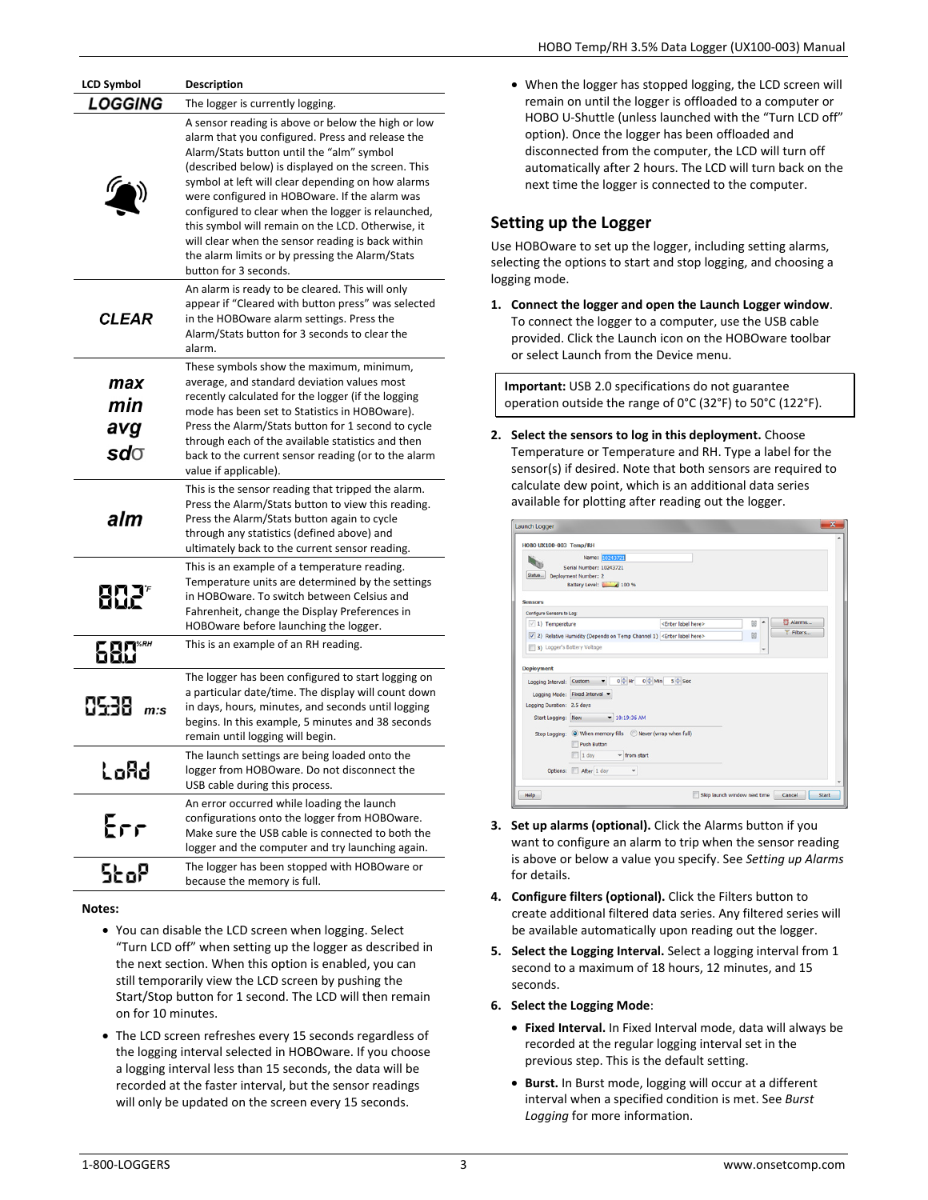| LCD Symbol | Description |
| --- | --- |
| LOGGING | The logger is currently logging. |
| (alarm bell symbol) | A sensor reading is above or below the high or low alarm that you configured. Press and release the Alarm/Stats button until the "alm" symbol (described below) is displayed on the screen. This symbol at left will clear depending on how alarms were configured in HOBOware. If the alarm was configured to clear when the logger is relaunched, this symbol will remain on the LCD. Otherwise, it will clear when the sensor reading is back within the alarm limits or by pressing the Alarm/Stats button for 3 seconds. |
| CLEAR | An alarm is ready to be cleared. This will only appear if "Cleared with button press" was selected in the HOBOware alarm settings. Press the Alarm/Stats button for 3 seconds to clear the alarm. |
| max min avg sdσ | These symbols show the maximum, minimum, average, and standard deviation values most recently calculated for the logger (if the logging mode has been set to Statistics in HOBOware). Press the Alarm/Stats button for 1 second to cycle through each of the available statistics and then back to the current sensor reading (or to the alarm value if applicable). |
| alm | This is the sensor reading that tripped the alarm. Press the Alarm/Stats button to view this reading. Press the Alarm/Stats button again to cycle through any statistics (defined above) and ultimately back to the current sensor reading. |
| 80.2°F | This is an example of a temperature reading. Temperature units are determined by the settings in HOBOware. To switch between Celsius and Fahrenheit, change the Display Preferences in HOBOware before launching the logger. |
| 68.0%RH | This is an example of an RH reading. |
| 05:38 m:s | The logger has been configured to start logging on a particular date/time. The display will count down in days, hours, minutes, and seconds until logging begins. In this example, 5 minutes and 38 seconds remain until logging will begin. |
| LoAd | The launch settings are being loaded onto the logger from HOBOware. Do not disconnect the USB cable during this process. |
| Err | An error occurred while loading the launch configurations onto the logger from HOBOware. Make sure the USB cable is connected to both the logger and the computer and try launching again. |
| StoP | The logger has been stopped with HOBOware or because the memory is full. |

**Notes:**

- You can disable the LCD screen when logging. Select "Turn LCD off" when setting up the logger as described in the next section. When this option is enabled, you can still temporarily view the LCD screen by pushing the Start/Stop button for 1 second. The LCD will then remain on for 10 minutes.
- The LCD screen refreshes every 15 seconds regardless of the logging interval selected in HOBOware. If you choose a logging interval less than 15 seconds, the data will be recorded at the faster interval, but the sensor readings will only be updated on the screen every 15 seconds.
- When the logger has stopped logging, the LCD screen will remain on until the logger is offloaded to a computer or HOBO U-Shuttle (unless launched with the "Turn LCD off" option). Once the logger has been offloaded and disconnected from the computer, the LCD will turn off automatically after 2 hours. The LCD will turn back on the next time the logger is connected to the computer.

## Setting up the Logger

Use HOBOware to set up the logger, including setting alarms, selecting the options to start and stop logging, and choosing a logging mode.

1. **Connect the logger and open the Launch Logger window**. To connect the logger to a computer, use the USB cable provided. Click the Launch icon on the HOBOware toolbar or select Launch from the Device menu.

   > **Important:** USB 2.0 specifications do not guarantee operation outside the range of 0°C (32°F) to 50°C (122°F).

2. **Select the sensors to log in this deployment.** Choose Temperature or Temperature and RH. Type a label for the sensor(s) if desired. Note that both sensors are required to calculate dew point, which is an additional data series available for plotting after reading out the logger.

3. **Set up alarms (optional).** Click the Alarms button if you want to configure an alarm to trip when the sensor reading is above or below a value you specify. See *Setting up Alarms* for details.

4. **Configure filters (optional).** Click the Filters button to create additional filtered data series. Any filtered series will be available automatically upon reading out the logger.

5. **Select the Logging Interval.** Select a logging interval from 1 second to a maximum of 18 hours, 12 minutes, and 15 seconds.

6. **Select the Logging Mode**:
   - **Fixed Interval.** In Fixed Interval mode, data will always be recorded at the regular logging interval set in the previous step. This is the default setting.
   - **Burst.** In Burst mode, logging will occur at a different interval when a specified condition is met. See *Burst Logging* for more information.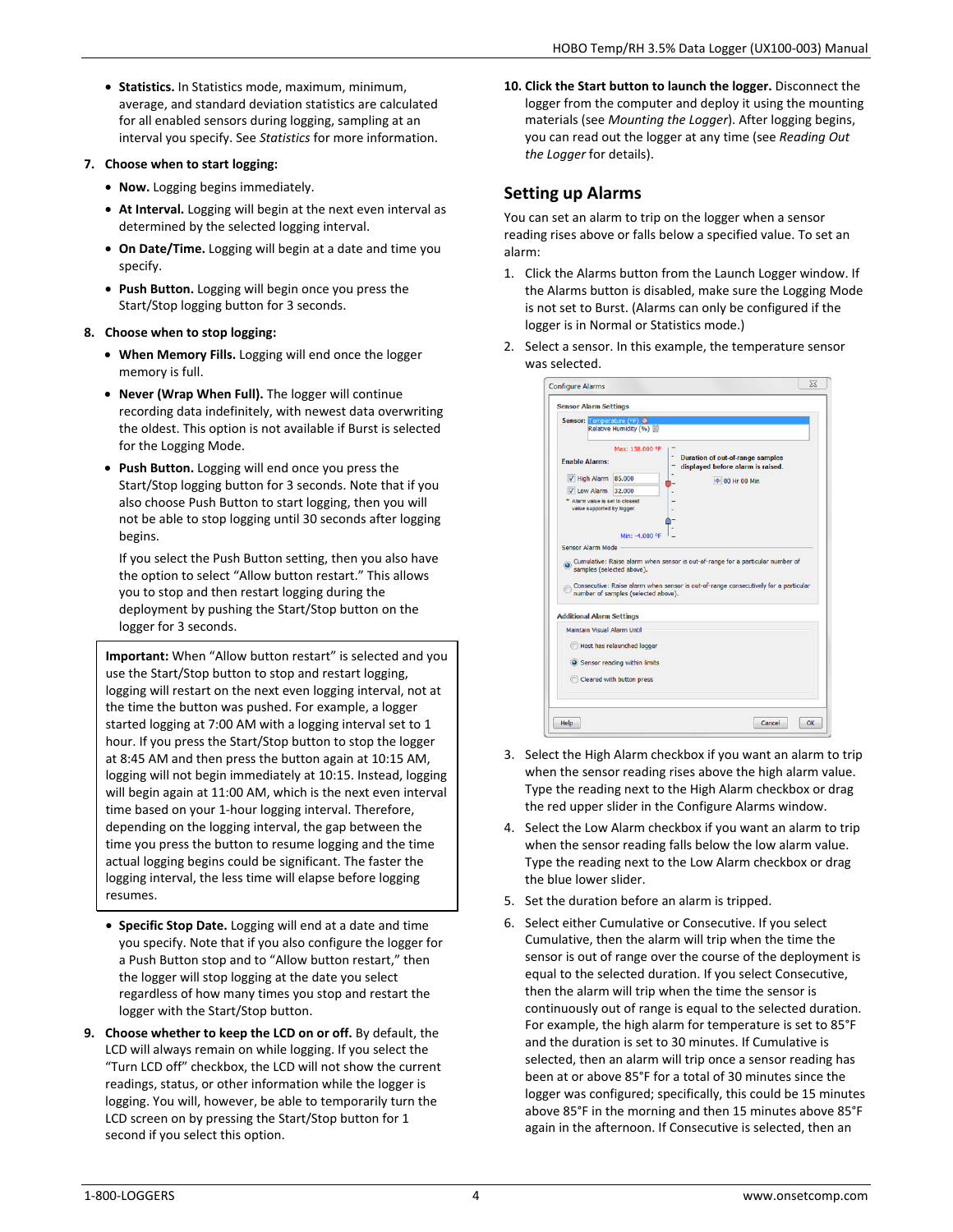- **Statistics.** In Statistics mode, maximum, minimum, average, and standard deviation statistics are calculated for all enabled sensors during logging, sampling at an interval you specify. See *Statistics* for more information.

7. **Choose when to start logging:**
   - **Now.** Logging begins immediately.
   - **At Interval.** Logging will begin at the next even interval as determined by the selected logging interval.
   - **On Date/Time.** Logging will begin at a date and time you specify.
   - **Push Button.** Logging will begin once you press the Start/Stop logging button for 3 seconds.

8. **Choose when to stop logging:**
   - **When Memory Fills.** Logging will end once the logger memory is full.
   - **Never (Wrap When Full).** The logger will continue recording data indefinitely, with newest data overwriting the oldest. This option is not available if Burst is selected for the Logging Mode.
   - **Push Button.** Logging will end once you press the Start/Stop logging button for 3 seconds. Note that if you also choose Push Button to start logging, then you will not be able to stop logging until 30 seconds after logging begins.

     If you select the Push Button setting, then you also have the option to select "Allow button restart." This allows you to stop and then restart logging during the deployment by pushing the Start/Stop button on the logger for 3 seconds.

> **Important:** When "Allow button restart" is selected and you use the Start/Stop button to stop and restart logging, logging will restart on the next even logging interval, not at the time the button was pushed. For example, a logger started logging at 7:00 AM with a logging interval set to 1 hour. If you press the Start/Stop button to stop the logger at 8:45 AM and then press the button again at 10:15 AM, logging will not begin immediately at 10:15. Instead, logging will begin again at 11:00 AM, which is the next even interval time based on your 1-hour logging interval. Therefore, depending on the logging interval, the gap between the time you press the button to resume logging and the time actual logging begins could be significant. The faster the logging interval, the less time will elapse before logging resumes.

   - **Specific Stop Date.** Logging will end at a date and time you specify. Note that if you also configure the logger for a Push Button stop and to "Allow button restart," then the logger will stop logging at the date you select regardless of how many times you stop and restart the logger with the Start/Stop button.

9. **Choose whether to keep the LCD on or off.** By default, the LCD will always remain on while logging. If you select the "Turn LCD off" checkbox, the LCD will not show the current readings, status, or other information while the logger is logging. You will, however, be able to temporarily turn the LCD screen on by pressing the Start/Stop button for 1 second if you select this option.

10. **Click the Start button to launch the logger.** Disconnect the logger from the computer and deploy it using the mounting materials (see *Mounting the Logger*). After logging begins, you can read out the logger at any time (see *Reading Out the Logger* for details).

## Setting up Alarms

You can set an alarm to trip on the logger when a sensor reading rises above or falls below a specified value. To set an alarm:

1. Click the Alarms button from the Launch Logger window. If the Alarms button is disabled, make sure the Logging Mode is not set to Burst. (Alarms can only be configured if the logger is in Normal or Statistics mode.)
2. Select a sensor. In this example, the temperature sensor was selected.
3. Select the High Alarm checkbox if you want an alarm to trip when the sensor reading rises above the high alarm value. Type the reading next to the High Alarm checkbox or drag the red upper slider in the Configure Alarms window.
4. Select the Low Alarm checkbox if you want an alarm to trip when the sensor reading falls below the low alarm value. Type the reading next to the Low Alarm checkbox or drag the blue lower slider.
5. Set the duration before an alarm is tripped.
6. Select either Cumulative or Consecutive. If you select Cumulative, then the alarm will trip when the time the sensor is out of range over the course of the deployment is equal to the selected duration. If you select Consecutive, then the alarm will trip when the time the sensor is continuously out of range is equal to the selected duration. For example, the high alarm for temperature is set to 85°F and the duration is set to 30 minutes. If Cumulative is selected, then an alarm will trip once a sensor reading has been at or above 85°F for a total of 30 minutes since the logger was configured; specifically, this could be 15 minutes above 85°F in the morning and then 15 minutes above 85°F again in the afternoon. If Consecutive is selected, then an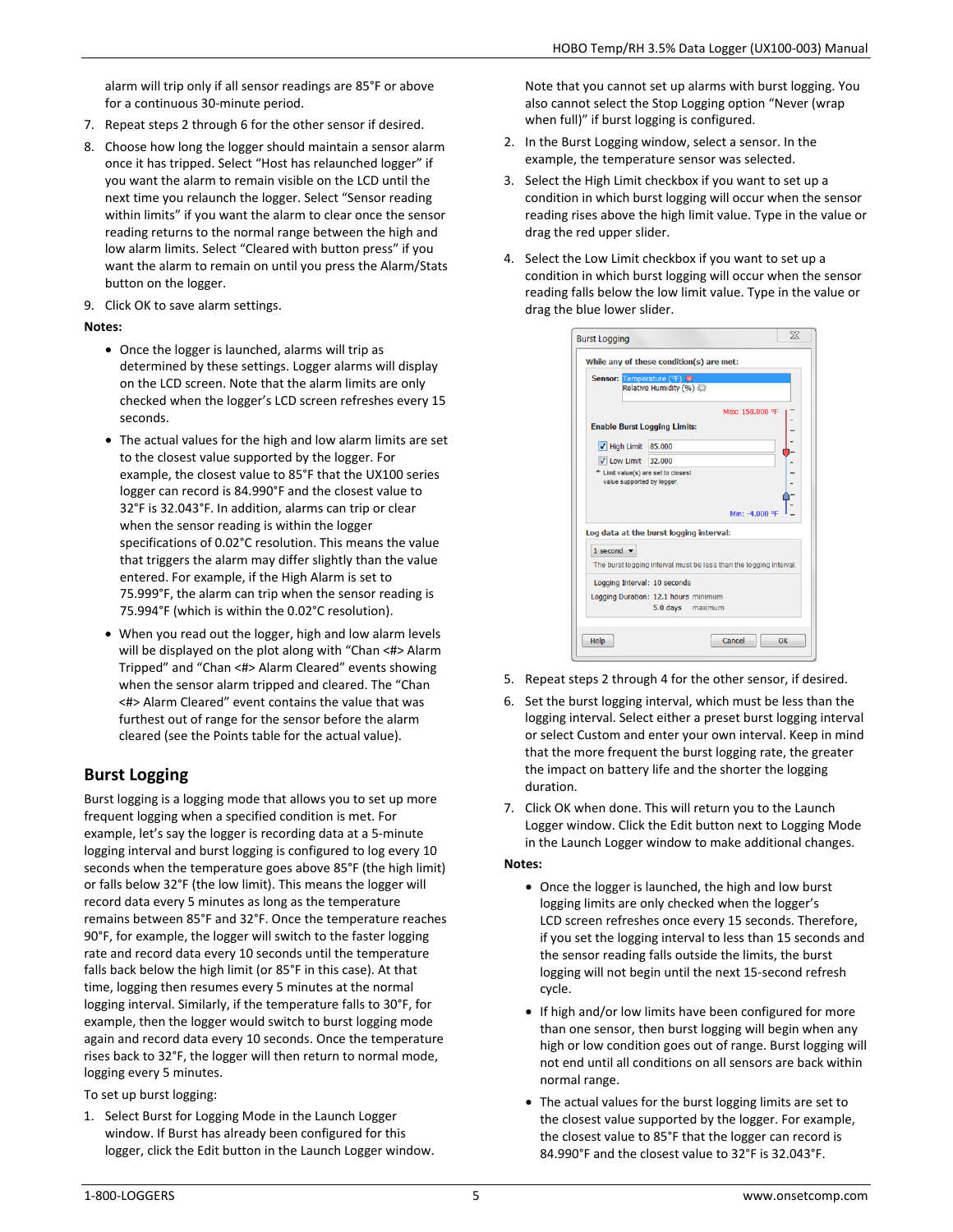alarm will trip only if all sensor readings are 85°F or above for a continuous 30-minute period.

7. Repeat steps 2 through 6 for the other sensor if desired.
8. Choose how long the logger should maintain a sensor alarm once it has tripped. Select "Host has relaunched logger" if you want the alarm to remain visible on the LCD until the next time you relaunch the logger. Select "Sensor reading within limits" if you want the alarm to clear once the sensor reading returns to the normal range between the high and low alarm limits. Select "Cleared with button press" if you want the alarm to remain on until you press the Alarm/Stats button on the logger.
9. Click OK to save alarm settings.

**Notes:**

- Once the logger is launched, alarms will trip as determined by these settings. Logger alarms will display on the LCD screen. Note that the alarm limits are only checked when the logger's LCD screen refreshes every 15 seconds.
- The actual values for the high and low alarm limits are set to the closest value supported by the logger. For example, the closest value to 85°F that the UX100 series logger can record is 84.990°F and the closest value to 32°F is 32.043°F. In addition, alarms can trip or clear when the sensor reading is within the logger specifications of 0.02°C resolution. This means the value that triggers the alarm may differ slightly than the value entered. For example, if the High Alarm is set to 75.999°F, the alarm can trip when the sensor reading is 75.994°F (which is within the 0.02°C resolution).
- When you read out the logger, high and low alarm levels will be displayed on the plot along with "Chan <#> Alarm Tripped" and "Chan <#> Alarm Cleared" events showing when the sensor alarm tripped and cleared. The "Chan <#> Alarm Cleared" event contains the value that was furthest out of range for the sensor before the alarm cleared (see the Points table for the actual values).

## Burst Logging

Burst logging is a logging mode that allows you to set up more frequent logging when a specified condition is met. For example, let's say the logger is recording data at a 5-minute logging interval and burst logging is configured to log every 10 seconds when the temperature goes above 85°F (the high limit) or falls below 32°F (the low limit). This means the logger will record data every 5 minutes as long as the temperature remains between 85°F and 32°F. Once the temperature reaches 90°F, for example, the logger will switch to the faster logging rate and record data every 10 seconds until the temperature falls back below the high limit (or 85°F in this case). At that time, logging then resumes every 5 minutes at the normal logging interval. Similarly, if the temperature falls to 30°F, for example, then the logger would switch to burst logging mode again and record data every 10 seconds. Once the temperature rises back to 32°F, the logger will then return to normal mode, logging every 5 minutes.

To set up burst logging:

1. Select Burst for Logging Mode in the Launch Logger window. If Burst has already been configured for this logger, click the Edit button in the Launch Logger window.

   Note that you cannot set up alarms with burst logging. You also cannot select the Stop Logging option "Never (wrap when full)" if burst logging is configured.
2. In the Burst Logging window, select a sensor. In the example, the temperature sensor was selected.
3. Select the High Limit checkbox if you want to set up a condition in which burst logging will occur when the sensor reading rises above the high limit value. Type in the value or drag the red upper slider.
4. Select the Low Limit checkbox if you want to set up a condition in which burst logging will occur when the sensor reading falls below the low limit value. Type in the value or drag the blue lower slider.
5. Repeat steps 2 through 4 for the other sensor, if desired.
6. Set the burst logging interval, which must be less than the logging interval. Select either a preset burst logging interval or select Custom and enter your own interval. Keep in mind that the more frequent the burst logging rate, the greater the impact on battery life and the shorter the logging duration.
7. Click OK when done. This will return you to the Launch Logger window. Click the Edit button next to Logging Mode in the Launch Logger window to make additional changes.

**Notes:**

- Once the logger is launched, the high and low burst logging limits are only checked when the logger's LCD screen refreshes once every 15 seconds. Therefore, if you set the logging interval to less than 15 seconds and the sensor reading falls outside the limits, the burst logging will not begin until the next 15-second refresh cycle.
- If high and/or low limits have been configured for more than one sensor, then burst logging will begin when any high or low condition goes out of range. Burst logging will not end until all conditions on all sensors are back within normal range.
- The actual values for the burst logging limits are set to the closest value supported by the logger. For example, the closest value to 85°F that the logger can record is 84.990°F and the closest value to 32°F is 32.043°F.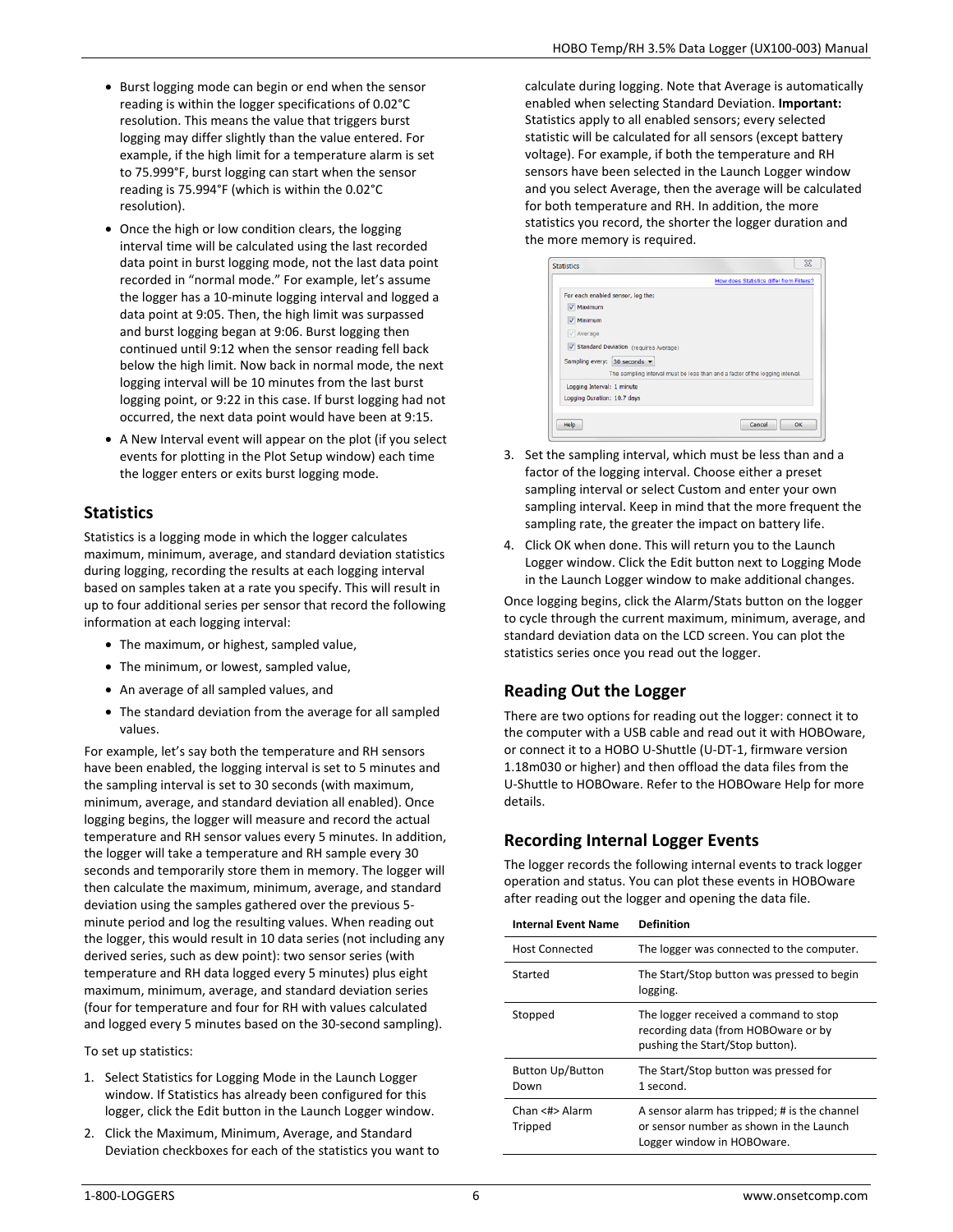- Burst logging mode can begin or end when the sensor reading is within the logger specifications of 0.02°C resolution. This means the value that triggers burst logging may differ slightly than the value entered. For example, if the high limit for a temperature alarm is set to 75.999°F, burst logging can start when the sensor reading is 75.994°F (which is within the 0.02°C resolution).
- Once the high or low condition clears, the logging interval time will be calculated using the last recorded data point in burst logging mode, not the last data point recorded in "normal mode." For example, let's assume the logger has a 10-minute logging interval and logged a data point at 9:05. Then, the high limit was surpassed and burst logging began at 9:06. Burst logging then continued until 9:12 when the sensor reading fell back below the high limit. Now back in normal mode, the next logging interval will be 10 minutes from the last burst logging point, or 9:22 in this case. If burst logging had not occurred, the next data point would have been at 9:15.
- A New Interval event will appear on the plot (if you select events for plotting in the Plot Setup window) each time the logger enters or exits burst logging mode.

## Statistics

Statistics is a logging mode in which the logger calculates maximum, minimum, average, and standard deviation statistics during logging, recording the results at each logging interval based on samples taken at a rate you specify. This will result in up to four additional series per sensor that record the following information at each logging interval:

- The maximum, or highest, sampled value,
- The minimum, or lowest, sampled value,
- An average of all sampled values, and
- The standard deviation from the average for all sampled values.

For example, let's say both the temperature and RH sensors have been enabled, the logging interval is set to 5 minutes and the sampling interval is set to 30 seconds (with maximum, minimum, average, and standard deviation all enabled). Once logging begins, the logger will measure and record the actual temperature and RH sensor values every 5 minutes. In addition, the logger will take a temperature and RH sample every 30 seconds and temporarily store them in memory. The logger will then calculate the maximum, minimum, average, and standard deviation using the samples gathered over the previous 5-minute period and log the resulting values. When reading out the logger, this would result in 10 data series (not including any derived series, such as dew point): two sensor series (with temperature and RH data logged every 5 minutes) plus eight maximum, minimum, average, and standard deviation series (four for temperature and four for RH with values calculated and logged every 5 minutes based on the 30-second sampling).

To set up statistics:

1. Select Statistics for Logging Mode in the Launch Logger window. If Statistics has already been configured for this logger, click the Edit button in the Launch Logger window.
2. Click the Maximum, Minimum, Average, and Standard Deviation checkboxes for each of the statistics you want to calculate during logging. Note that Average is automatically enabled when selecting Standard Deviation. **Important:** Statistics apply to all enabled sensors; every selected statistic will be calculated for all sensors (except battery voltage). For example, if both the temperature and RH sensors have been selected in the Launch Logger window and you select Average, then the average will be calculated for both temperature and RH. In addition, the more statistics you record, the shorter the logger duration and the more memory is required.
3. Set the sampling interval, which must be less than and a factor of the logging interval. Choose either a preset sampling interval or select Custom and enter your own sampling interval. Keep in mind that the more frequent the sampling rate, the greater the impact on battery life.
4. Click OK when done. This will return you to the Launch Logger window. Click the Edit button next to Logging Mode in the Launch Logger window to make additional changes.

Once logging begins, click the Alarm/Stats button on the logger to cycle through the current maximum, minimum, average, and standard deviation data on the LCD screen. You can plot the statistics series once you read out the logger.

## Reading Out the Logger

There are two options for reading out the logger: connect it to the computer with a USB cable and read out it with HOBOware, or connect it to a HOBO U-Shuttle (U-DT-1, firmware version 1.18m030 or higher) and then offload the data files from the U-Shuttle to HOBOware. Refer to the HOBOware Help for more details.

## Recording Internal Logger Events

The logger records the following internal events to track logger operation and status. You can plot these events in HOBOware after reading out the logger and opening the data file.

| Internal Event Name | Definition |
|---|---|
| Host Connected | The logger was connected to the computer. |
| Started | The Start/Stop button was pressed to begin logging. |
| Stopped | The logger received a command to stop recording data (from HOBOware or by pushing the Start/Stop button). |
| Button Up/Button Down | The Start/Stop button was pressed for 1 second. |
| Chan <#> Alarm Tripped | A sensor alarm has tripped; # is the channel or sensor number as shown in the Launch Logger window in HOBOware. |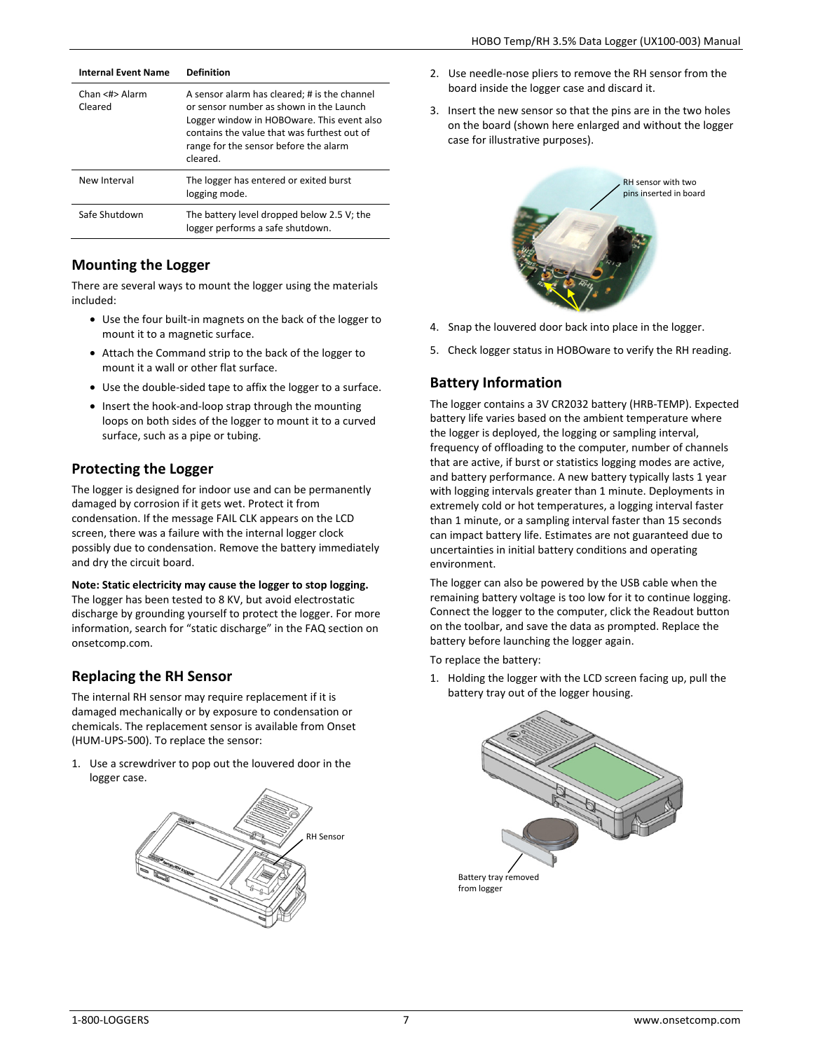| Internal Event Name | Definition |
| --- | --- |
| Chan <#> Alarm Cleared | A sensor alarm has cleared; # is the channel or sensor number as shown in the Launch Logger window in HOBOware. This event also contains the value that was furthest out of range for the sensor before the alarm cleared. |
| New Interval | The logger has entered or exited burst logging mode. |
| Safe Shutdown | The battery level dropped below 2.5 V; the logger performs a safe shutdown. |

## Mounting the Logger

There are several ways to mount the logger using the materials included:

- Use the four built-in magnets on the back of the logger to mount it to a magnetic surface.
- Attach the Command strip to the back of the logger to mount it a wall or other flat surface.
- Use the double-sided tape to affix the logger to a surface.
- Insert the hook-and-loop strap through the mounting loops on both sides of the logger to mount it to a curved surface, such as a pipe or tubing.

## Protecting the Logger

The logger is designed for indoor use and can be permanently damaged by corrosion if it gets wet. Protect it from condensation. If the message FAIL CLK appears on the LCD screen, there was a failure with the internal logger clock possibly due to condensation. Remove the battery immediately and dry the circuit board.

**Note: Static electricity may cause the logger to stop logging.** The logger has been tested to 8 KV, but avoid electrostatic discharge by grounding yourself to protect the logger. For more information, search for "static discharge" in the FAQ section on onsetcomp.com.

## Replacing the RH Sensor

The internal RH sensor may require replacement if it is damaged mechanically or by exposure to condensation or chemicals. The replacement sensor is available from Onset (HUM-UPS-500). To replace the sensor:

1. Use a screwdriver to pop out the louvered door in the logger case.

RH Sensor

2. Use needle-nose pliers to remove the RH sensor from the board inside the logger case and discard it.
3. Insert the new sensor so that the pins are in the two holes on the board (shown here enlarged and without the logger case for illustrative purposes).

RH sensor with two pins inserted in board

4. Snap the louvered door back into place in the logger.
5. Check logger status in HOBOware to verify the RH reading.

## Battery Information

The logger contains a 3V CR2032 battery (HRB-TEMP). Expected battery life varies based on the ambient temperature where the logger is deployed, the logging or sampling interval, frequency of offloading to the computer, number of channels that are active, if burst or statistics logging modes are active, and battery performance. A new battery typically lasts 1 year with logging intervals greater than 1 minute. Deployments in extremely cold or hot temperatures, a logging interval faster than 1 minute, or a sampling interval faster than 15 seconds can impact battery life. Estimates are not guaranteed due to uncertainties in initial battery conditions and operating environment.

The logger can also be powered by the USB cable when the remaining battery voltage is too low for it to continue logging. Connect the logger to the computer, click the Readout button on the toolbar, and save the data as prompted. Replace the battery before launching the logger again.

To replace the battery:

1. Holding the logger with the LCD screen facing up, pull the battery tray out of the logger housing.

Battery tray removed from logger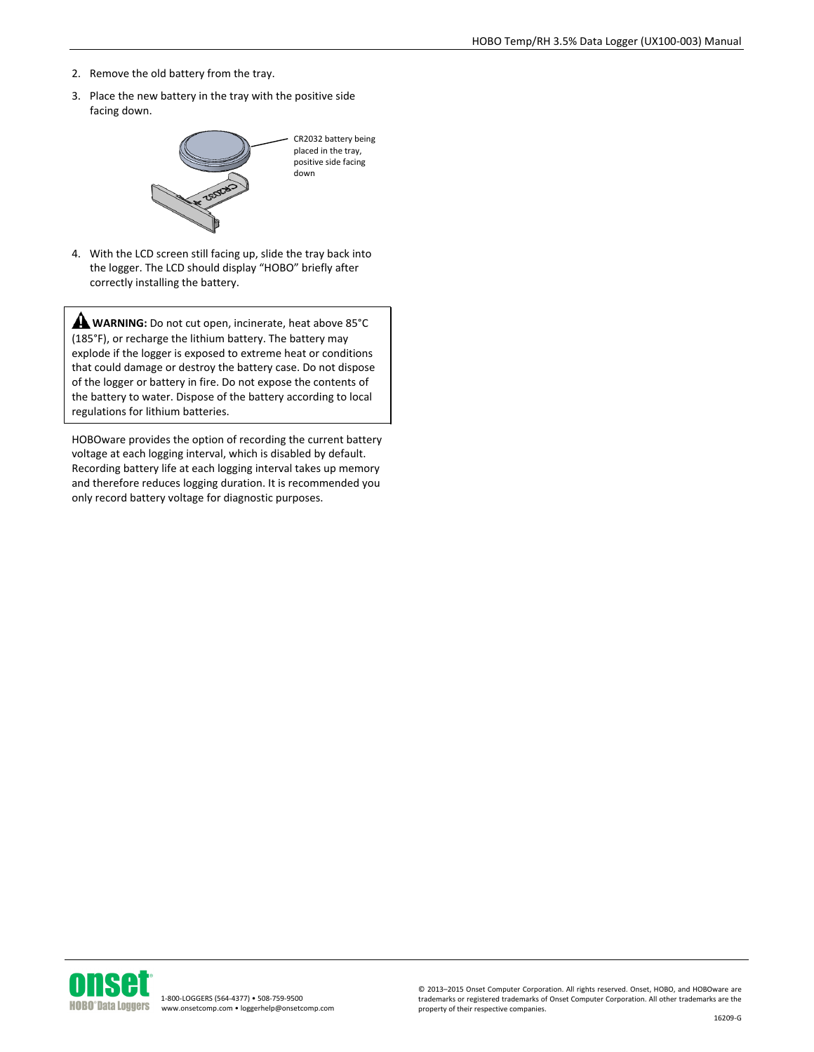2. Remove the old battery from the tray.
3. Place the new battery in the tray with the positive side facing down.

CR2032 battery being placed in the tray, positive side facing down

4. With the LCD screen still facing up, slide the tray back into the logger. The LCD should display "HOBO" briefly after correctly installing the battery.

> ⚠ **WARNING:** Do not cut open, incinerate, heat above 85°C (185°F), or recharge the lithium battery. The battery may explode if the logger is exposed to extreme heat or conditions that could damage or destroy the battery case. Do not dispose of the logger or battery in fire. Do not expose the contents of the battery to water. Dispose of the battery according to local regulations for lithium batteries.

HOBOware provides the option of recording the current battery voltage at each logging interval, which is disabled by default. Recording battery life at each logging interval takes up memory and therefore reduces logging duration. It is recommended you only record battery voltage for diagnostic purposes.

1-800-LOGGERS (564-4377) • 508-759-9500
www.onsetcomp.com • loggerhelp@onsetcomp.com

© 2013–2015 Onset Computer Corporation. All rights reserved. Onset, HOBO, and HOBOware are trademarks or registered trademarks of Onset Computer Corporation. All other trademarks are the property of their respective companies.

16209-G